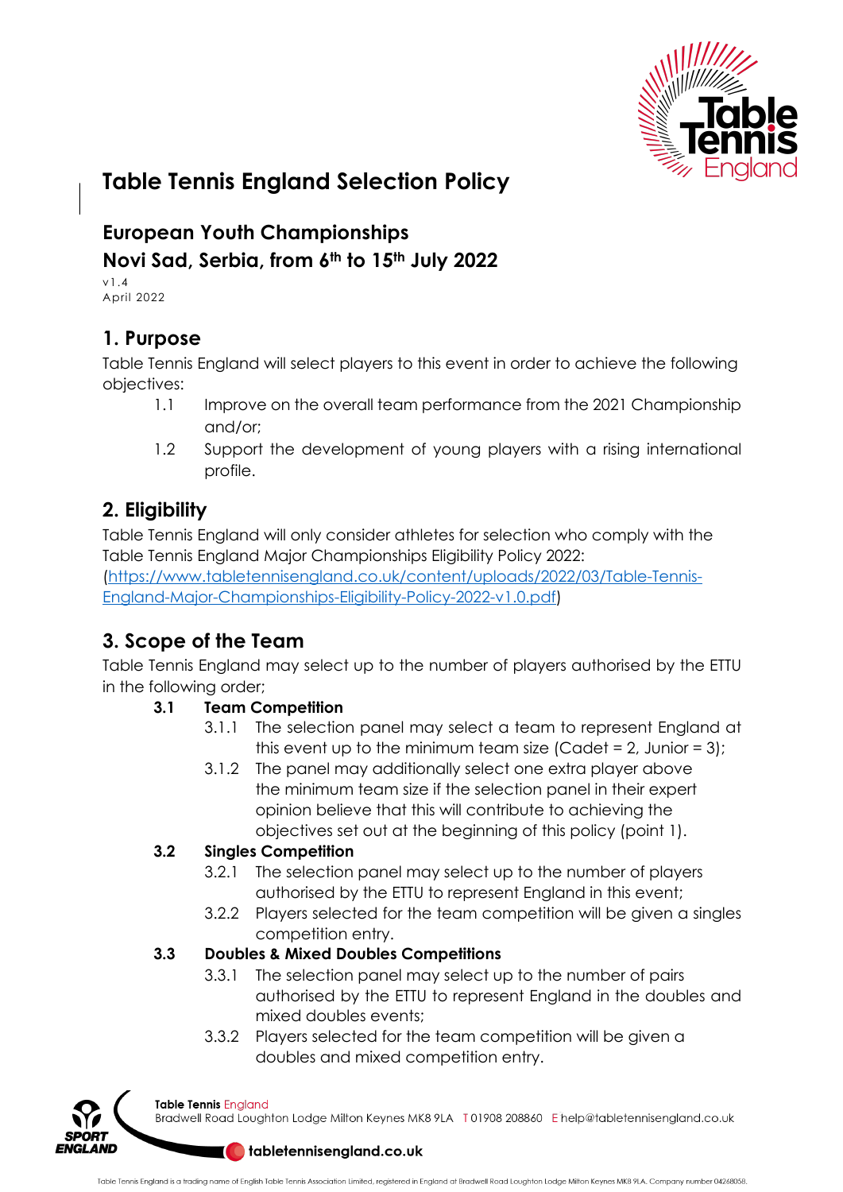# Table Tennis England Selection Policy

## European Youth Championships
## Novi Sad, Serbia, from 6th to 15th July 2022

v1.4
April 2022

## 1. Purpose

Table Tennis England will select players to this event in order to achieve the following objectives:

1.1 Improve on the overall team performance from the 2021 Championship and/or;

1.2 Support the development of young players with a rising international profile.

## 2. Eligibility

Table Tennis England will only consider athletes for selection who comply with the Table Tennis England Major Championships Eligibility Policy 2022: (https://www.tabletennisengland.co.uk/content/uploads/2022/03/Table-Tennis-England-Major-Championships-Eligibility-Policy-2022-v1.0.pdf)

## 3. Scope of the Team

Table Tennis England may select up to the number of players authorised by the ETTU in the following order;

**3.1 Team Competition**

3.1.1 The selection panel may select a team to represent England at this event up to the minimum team size (Cadet = 2, Junior = 3);

3.1.2 The panel may additionally select one extra player above the minimum team size if the selection panel in their expert opinion believe that this will contribute to achieving the objectives set out at the beginning of this policy (point 1).

**3.2 Singles Competition**

3.2.1 The selection panel may select up to the number of players authorised by the ETTU to represent England in this event;

3.2.2 Players selected for the team competition will be given a singles competition entry.

**3.3 Doubles & Mixed Doubles Competitions**

3.3.1 The selection panel may select up to the number of pairs authorised by the ETTU to represent England in the doubles and mixed doubles events;

3.3.2 Players selected for the team competition will be given a doubles and mixed competition entry.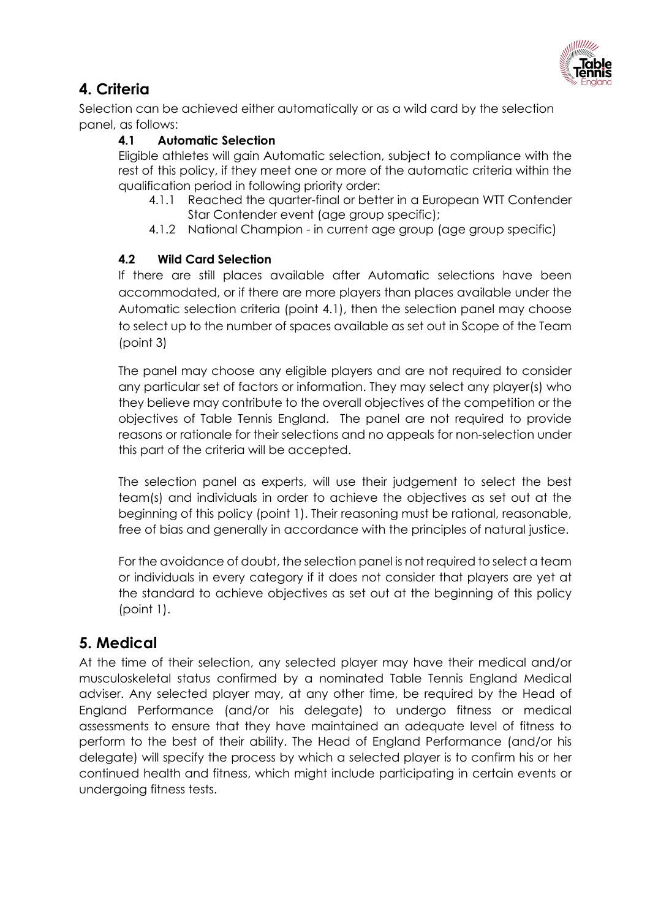## 4. Criteria

Selection can be achieved either automatically or as a wild card by the selection panel, as follows:

### 4.1 Automatic Selection

Eligible athletes will gain Automatic selection, subject to compliance with the rest of this policy, if they meet one or more of the automatic criteria within the qualification period in following priority order:

- 4.1.1 Reached the quarter-final or better in a European WTT Contender Star Contender event (age group specific);
- 4.1.2 National Champion - in current age group (age group specific)

### 4.2 Wild Card Selection

If there are still places available after Automatic selections have been accommodated, or if there are more players than places available under the Automatic selection criteria (point 4.1), then the selection panel may choose to select up to the number of spaces available as set out in Scope of the Team (point 3)

The panel may choose any eligible players and are not required to consider any particular set of factors or information. They may select any player(s) who they believe may contribute to the overall objectives of the competition or the objectives of Table Tennis England. The panel are not required to provide reasons or rationale for their selections and no appeals for non-selection under this part of the criteria will be accepted.

The selection panel as experts, will use their judgement to select the best team(s) and individuals in order to achieve the objectives as set out at the beginning of this policy (point 1). Their reasoning must be rational, reasonable, free of bias and generally in accordance with the principles of natural justice.

For the avoidance of doubt, the selection panel is not required to select a team or individuals in every category if it does not consider that players are yet at the standard to achieve objectives as set out at the beginning of this policy (point 1).

## 5. Medical

At the time of their selection, any selected player may have their medical and/or musculoskeletal status confirmed by a nominated Table Tennis England Medical adviser. Any selected player may, at any other time, be required by the Head of England Performance (and/or his delegate) to undergo fitness or medical assessments to ensure that they have maintained an adequate level of fitness to perform to the best of their ability. The Head of England Performance (and/or his delegate) will specify the process by which a selected player is to confirm his or her continued health and fitness, which might include participating in certain events or undergoing fitness tests.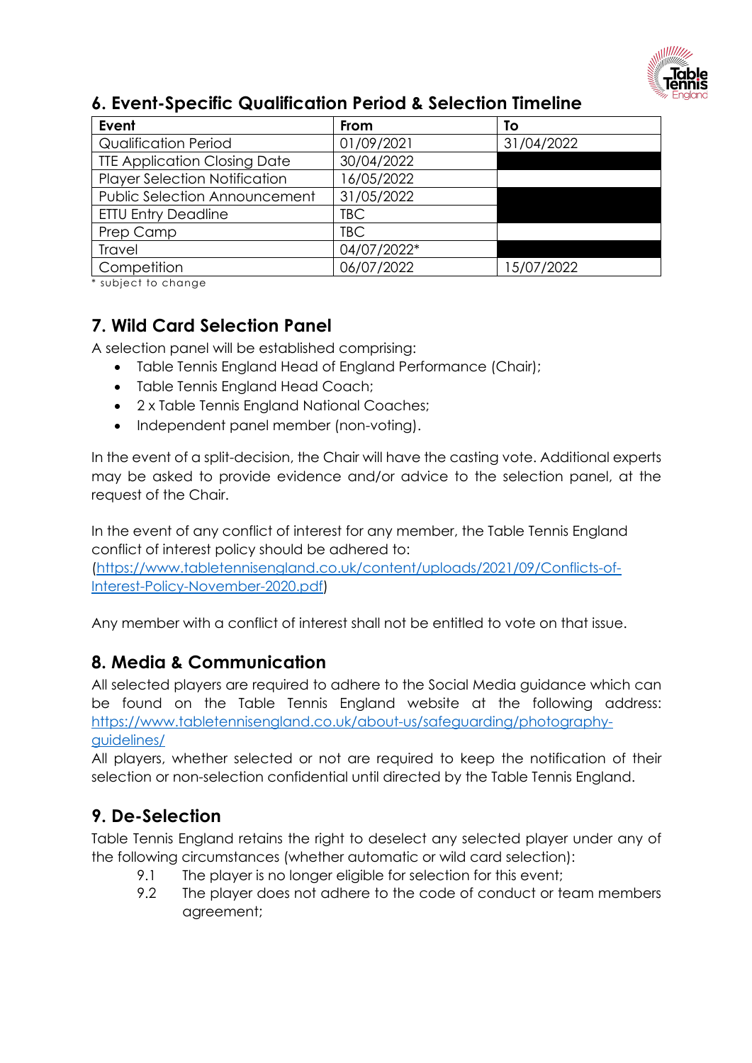## 6. Event-Specific Qualification Period & Selection Timeline

| Event | From | To |
|---|---|---|
| Qualification Period | 01/09/2021 | 31/04/2022 |
| TTE Application Closing Date | 30/04/2022 | |
| Player Selection Notification | 16/05/2022 | |
| Public Selection Announcement | 31/05/2022 | |
| ETTU Entry Deadline | TBC | |
| Prep Camp | TBC | |
| Travel | 04/07/2022* | |
| Competition | 06/07/2022 | 15/07/2022 |

* subject to change

## 7. Wild Card Selection Panel

A selection panel will be established comprising:

- Table Tennis England Head of England Performance (Chair);
- Table Tennis England Head Coach;
- 2 x Table Tennis England National Coaches;
- Independent panel member (non-voting).

In the event of a split-decision, the Chair will have the casting vote. Additional experts may be asked to provide evidence and/or advice to the selection panel, at the request of the Chair.

In the event of any conflict of interest for any member, the Table Tennis England conflict of interest policy should be adhered to: (https://www.tabletennisengland.co.uk/content/uploads/2021/09/Conflicts-of-Interest-Policy-November-2020.pdf)

Any member with a conflict of interest shall not be entitled to vote on that issue.

## 8. Media & Communication

All selected players are required to adhere to the Social Media guidance which can be found on the Table Tennis England website at the following address: https://www.tabletennisengland.co.uk/about-us/safeguarding/photography-guidelines/

All players, whether selected or not are required to keep the notification of their selection or non-selection confidential until directed by the Table Tennis England.

## 9. De-Selection

Table Tennis England retains the right to deselect any selected player under any of the following circumstances (whether automatic or wild card selection):

9.1 The player is no longer eligible for selection for this event;

9.2 The player does not adhere to the code of conduct or team members agreement;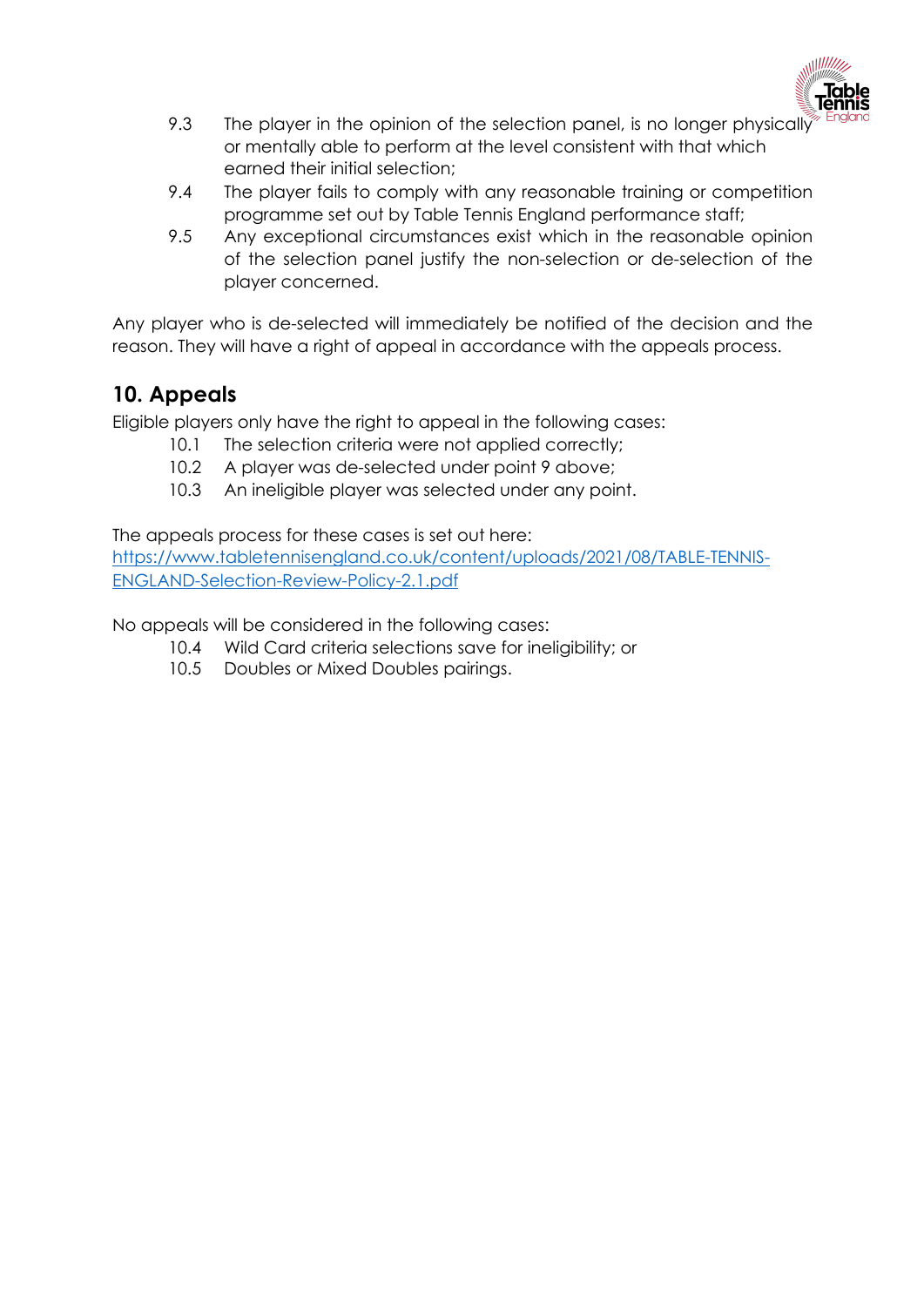9.3 The player in the opinion of the selection panel, is no longer physically or mentally able to perform at the level consistent with that which earned their initial selection;

9.4 The player fails to comply with any reasonable training or competition programme set out by Table Tennis England performance staff;

9.5 Any exceptional circumstances exist which in the reasonable opinion of the selection panel justify the non-selection or de-selection of the player concerned.

Any player who is de-selected will immediately be notified of the decision and the reason. They will have a right of appeal in accordance with the appeals process.

## 10. Appeals

Eligible players only have the right to appeal in the following cases:

10.1 The selection criteria were not applied correctly;

10.2 A player was de-selected under point 9 above;

10.3 An ineligible player was selected under any point.

The appeals process for these cases is set out here:
[https://www.tabletennisengland.co.uk/content/uploads/2021/08/TABLE-TENNIS-ENGLAND-Selection-Review-Policy-2.1.pdf](https://www.tabletennisengland.co.uk/content/uploads/2021/08/TABLE-TENNIS-ENGLAND-Selection-Review-Policy-2.1.pdf)

No appeals will be considered in the following cases:

10.4 Wild Card criteria selections save for ineligibility; or

10.5 Doubles or Mixed Doubles pairings.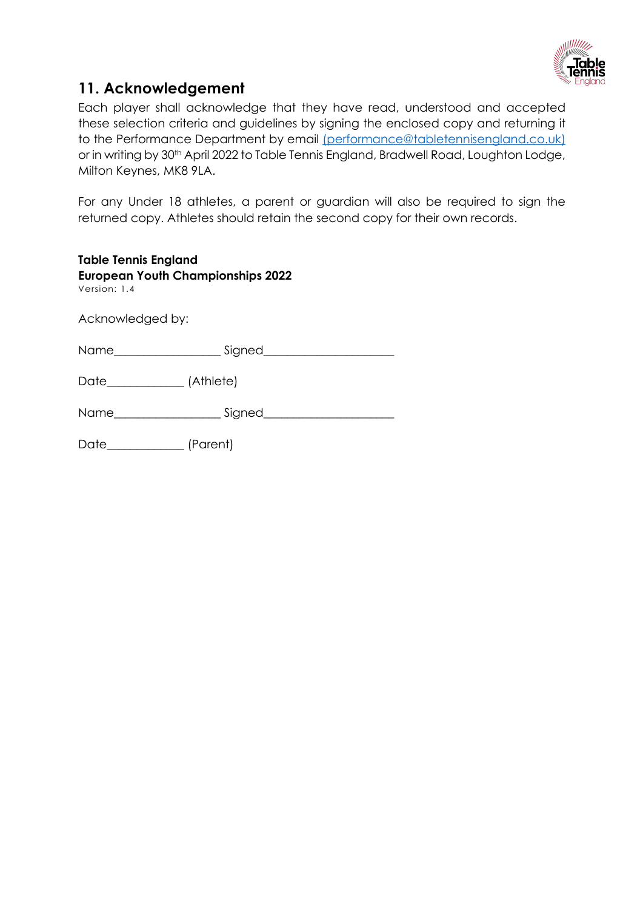## 11. Acknowledgement

Each player shall acknowledge that they have read, understood and accepted these selection criteria and guidelines by signing the enclosed copy and returning it to the Performance Department by email (performance@tabletennisengland.co.uk) or in writing by 30th April 2022 to Table Tennis England, Bradwell Road, Loughton Lodge, Milton Keynes, MK8 9LA.

For any Under 18 athletes, a parent or guardian will also be required to sign the returned copy. Athletes should retain the second copy for their own records.

**Table Tennis England**
**European Youth Championships 2022**
Version: 1.4

Acknowledged by:

Name_________________ Signed_____________________

Date____________ (Athlete)

Name_________________ Signed_____________________

Date____________ (Parent)